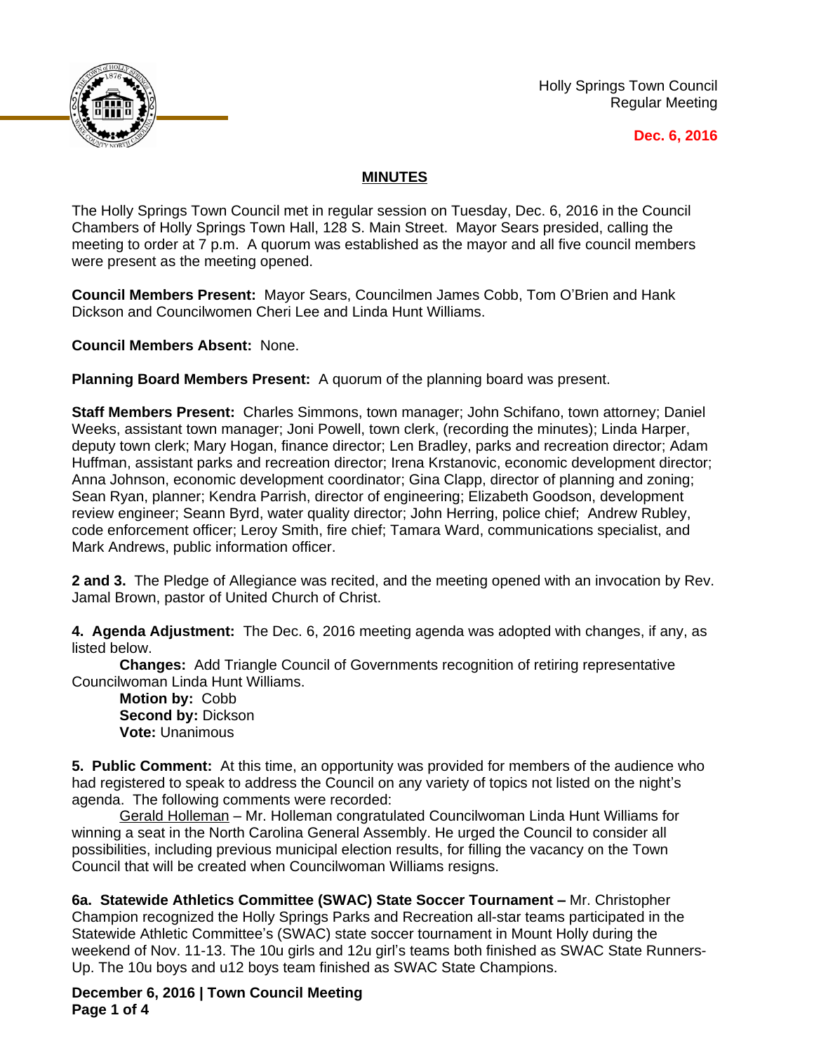Holly Springs Town Council
Regular Meeting

**Dec. 6, 2016**

## MINUTES

The Holly Springs Town Council met in regular session on Tuesday, Dec. 6, 2016 in the Council Chambers of Holly Springs Town Hall, 128 S. Main Street. Mayor Sears presided, calling the meeting to order at 7 p.m. A quorum was established as the mayor and all five council members were present as the meeting opened.

**Council Members Present:** Mayor Sears, Councilmen James Cobb, Tom O'Brien and Hank Dickson and Councilwomen Cheri Lee and Linda Hunt Williams.

**Council Members Absent:** None.

**Planning Board Members Present:** A quorum of the planning board was present.

**Staff Members Present:** Charles Simmons, town manager; John Schifano, town attorney; Daniel Weeks, assistant town manager; Joni Powell, town clerk, (recording the minutes); Linda Harper, deputy town clerk; Mary Hogan, finance director; Len Bradley, parks and recreation director; Adam Huffman, assistant parks and recreation director; Irena Krstanovic, economic development director; Anna Johnson, economic development coordinator; Gina Clapp, director of planning and zoning; Sean Ryan, planner; Kendra Parrish, director of engineering; Elizabeth Goodson, development review engineer; Seann Byrd, water quality director; John Herring, police chief; Andrew Rubley, code enforcement officer; Leroy Smith, fire chief; Tamara Ward, communications specialist, and Mark Andrews, public information officer.

**2 and 3.** The Pledge of Allegiance was recited, and the meeting opened with an invocation by Rev. Jamal Brown, pastor of United Church of Christ.

**4. Agenda Adjustment:** The Dec. 6, 2016 meeting agenda was adopted with changes, if any, as listed below.

**Changes:** Add Triangle Council of Governments recognition of retiring representative Councilwoman Linda Hunt Williams.

**Motion by:** Cobb
**Second by:** Dickson
**Vote:** Unanimous

**5. Public Comment:** At this time, an opportunity was provided for members of the audience who had registered to speak to address the Council on any variety of topics not listed on the night's agenda. The following comments were recorded:

Gerald Holleman – Mr. Holleman congratulated Councilwoman Linda Hunt Williams for winning a seat in the North Carolina General Assembly. He urged the Council to consider all possibilities, including previous municipal election results, for filling the vacancy on the Town Council that will be created when Councilwoman Williams resigns.

**6a. Statewide Athletics Committee (SWAC) State Soccer Tournament –** Mr. Christopher Champion recognized the Holly Springs Parks and Recreation all-star teams participated in the Statewide Athletic Committee's (SWAC) state soccer tournament in Mount Holly during the weekend of Nov. 11-13. The 10u girls and 12u girl's teams both finished as SWAC State Runners-Up. The 10u boys and u12 boys team finished as SWAC State Champions.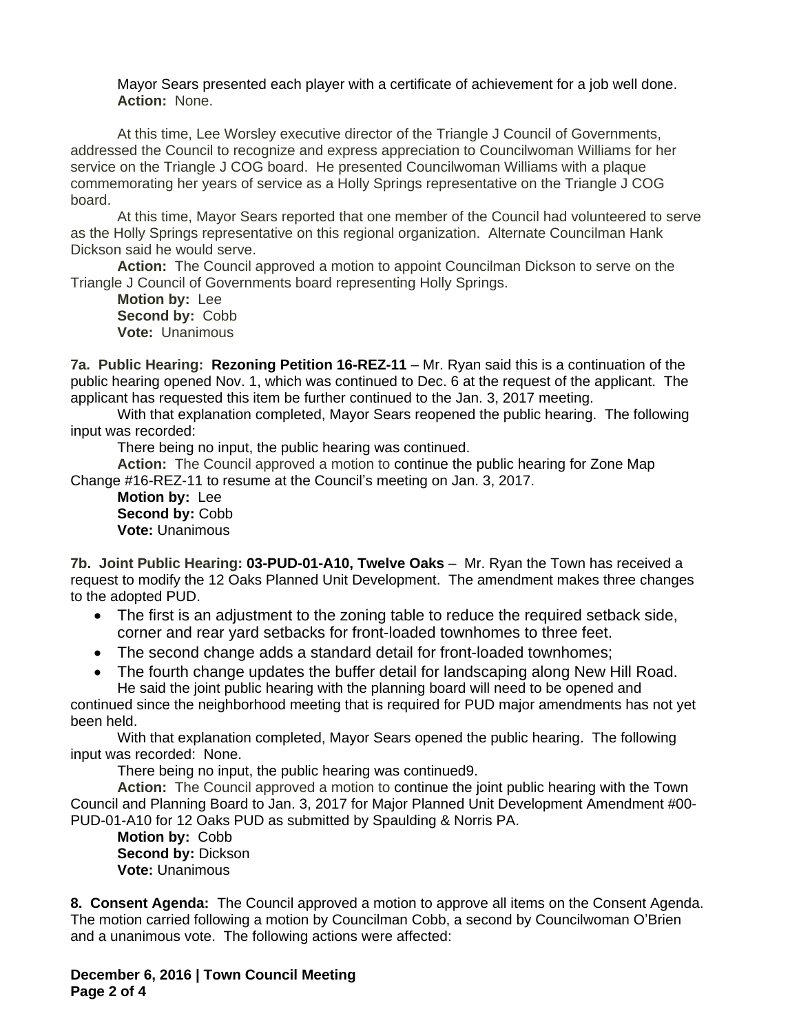Mayor Sears presented each player with a certificate of achievement for a job well done.
**Action:** None.

At this time, Lee Worsley executive director of the Triangle J Council of Governments, addressed the Council to recognize and express appreciation to Councilwoman Williams for her service on the Triangle J COG board. He presented Councilwoman Williams with a plaque commemorating her years of service as a Holly Springs representative on the Triangle J COG board.

At this time, Mayor Sears reported that one member of the Council had volunteered to serve as the Holly Springs representative on this regional organization. Alternate Councilman Hank Dickson said he would serve.

**Action:** The Council approved a motion to appoint Councilman Dickson to serve on the Triangle J Council of Governments board representing Holly Springs.

**Motion by:** Lee
**Second by:** Cobb
**Vote:** Unanimous

**7a. Public Hearing: Rezoning Petition 16-REZ-11** – Mr. Ryan said this is a continuation of the public hearing opened Nov. 1, which was continued to Dec. 6 at the request of the applicant. The applicant has requested this item be further continued to the Jan. 3, 2017 meeting.

With that explanation completed, Mayor Sears reopened the public hearing. The following input was recorded:

There being no input, the public hearing was continued.

**Action:** The Council approved a motion to continue the public hearing for Zone Map Change #16-REZ-11 to resume at the Council's meeting on Jan. 3, 2017.

**Motion by:** Lee
**Second by:** Cobb
**Vote:** Unanimous

**7b. Joint Public Hearing: 03-PUD-01-A10, Twelve Oaks** – Mr. Ryan the Town has received a request to modify the 12 Oaks Planned Unit Development. The amendment makes three changes to the adopted PUD.

- The first is an adjustment to the zoning table to reduce the required setback side, corner and rear yard setbacks for front-loaded townhomes to three feet.
- The second change adds a standard detail for front-loaded townhomes;
- The fourth change updates the buffer detail for landscaping along New Hill Road.

He said the joint public hearing with the planning board will need to be opened and continued since the neighborhood meeting that is required for PUD major amendments has not yet been held.

With that explanation completed, Mayor Sears opened the public hearing. The following input was recorded: None.

There being no input, the public hearing was continued9.

**Action:** The Council approved a motion to continue the joint public hearing with the Town Council and Planning Board to Jan. 3, 2017 for Major Planned Unit Development Amendment #00-PUD-01-A10 for 12 Oaks PUD as submitted by Spaulding & Norris PA.

**Motion by:** Cobb
**Second by:** Dickson
**Vote:** Unanimous

**8. Consent Agenda:** The Council approved a motion to approve all items on the Consent Agenda. The motion carried following a motion by Councilman Cobb, a second by Councilwoman O'Brien and a unanimous vote. The following actions were affected: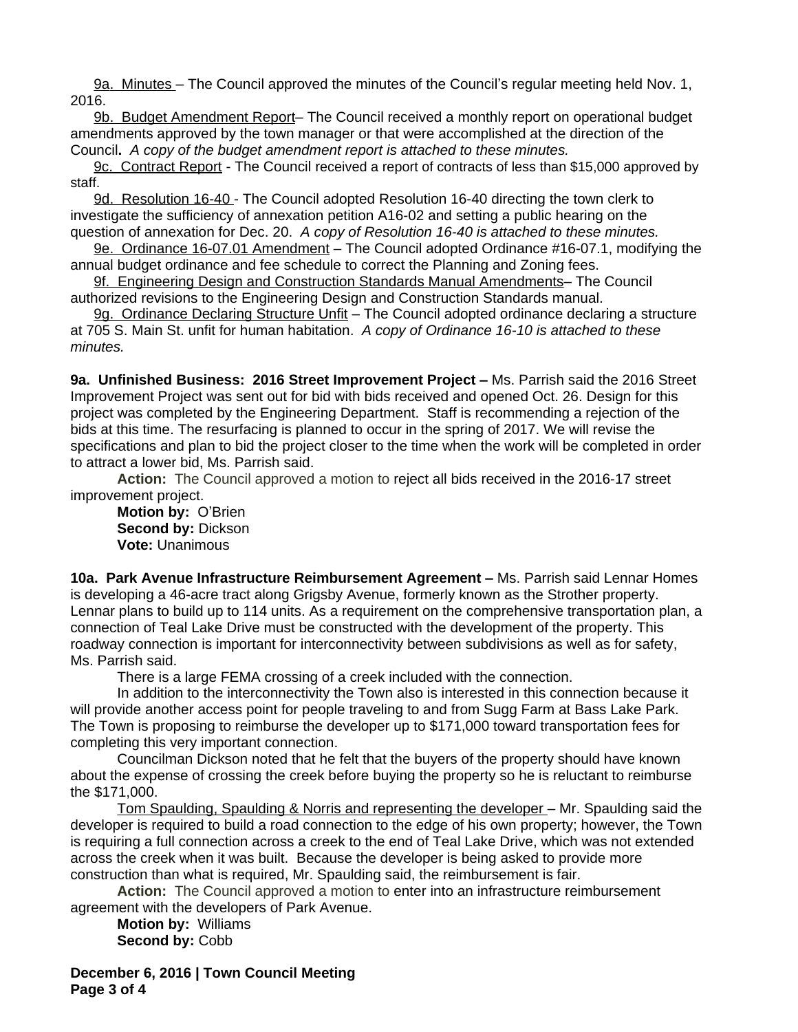9a. Minutes – The Council approved the minutes of the Council's regular meeting held Nov. 1, 2016.

9b. Budget Amendment Report– The Council received a monthly report on operational budget amendments approved by the town manager or that were accomplished at the direction of the Council**.** *A copy of the budget amendment report is attached to these minutes.*

9c. Contract Report - The Council received a report of contracts of less than $15,000 approved by staff.

9d. Resolution 16-40 - The Council adopted Resolution 16-40 directing the town clerk to investigate the sufficiency of annexation petition A16-02 and setting a public hearing on the question of annexation for Dec. 20. *A copy of Resolution 16-40 is attached to these minutes.*

9e. Ordinance 16-07.01 Amendment – The Council adopted Ordinance #16-07.1, modifying the annual budget ordinance and fee schedule to correct the Planning and Zoning fees.

9f. Engineering Design and Construction Standards Manual Amendments– The Council authorized revisions to the Engineering Design and Construction Standards manual.

9g. Ordinance Declaring Structure Unfit – The Council adopted ordinance declaring a structure at 705 S. Main St. unfit for human habitation. *A copy of Ordinance 16-10 is attached to these minutes.*

**9a. Unfinished Business: 2016 Street Improvement Project –** Ms. Parrish said the 2016 Street Improvement Project was sent out for bid with bids received and opened Oct. 26. Design for this project was completed by the Engineering Department. Staff is recommending a rejection of the bids at this time. The resurfacing is planned to occur in the spring of 2017. We will revise the specifications and plan to bid the project closer to the time when the work will be completed in order to attract a lower bid, Ms. Parrish said.

**Action:** The Council approved a motion to reject all bids received in the 2016-17 street improvement project.

**Motion by:** O'Brien
**Second by:** Dickson
**Vote:** Unanimous

**10a. Park Avenue Infrastructure Reimbursement Agreement –** Ms. Parrish said Lennar Homes is developing a 46-acre tract along Grigsby Avenue, formerly known as the Strother property. Lennar plans to build up to 114 units. As a requirement on the comprehensive transportation plan, a connection of Teal Lake Drive must be constructed with the development of the property. This roadway connection is important for interconnectivity between subdivisions as well as for safety, Ms. Parrish said.

There is a large FEMA crossing of a creek included with the connection.

In addition to the interconnectivity the Town also is interested in this connection because it will provide another access point for people traveling to and from Sugg Farm at Bass Lake Park. The Town is proposing to reimburse the developer up to $171,000 toward transportation fees for completing this very important connection.

Councilman Dickson noted that he felt that the buyers of the property should have known about the expense of crossing the creek before buying the property so he is reluctant to reimburse the $171,000.

Tom Spaulding, Spaulding & Norris and representing the developer – Mr. Spaulding said the developer is required to build a road connection to the edge of his own property; however, the Town is requiring a full connection across a creek to the end of Teal Lake Drive, which was not extended across the creek when it was built. Because the developer is being asked to provide more construction than what is required, Mr. Spaulding said, the reimbursement is fair.

**Action:** The Council approved a motion to enter into an infrastructure reimbursement agreement with the developers of Park Avenue.

**Motion by:** Williams
**Second by:** Cobb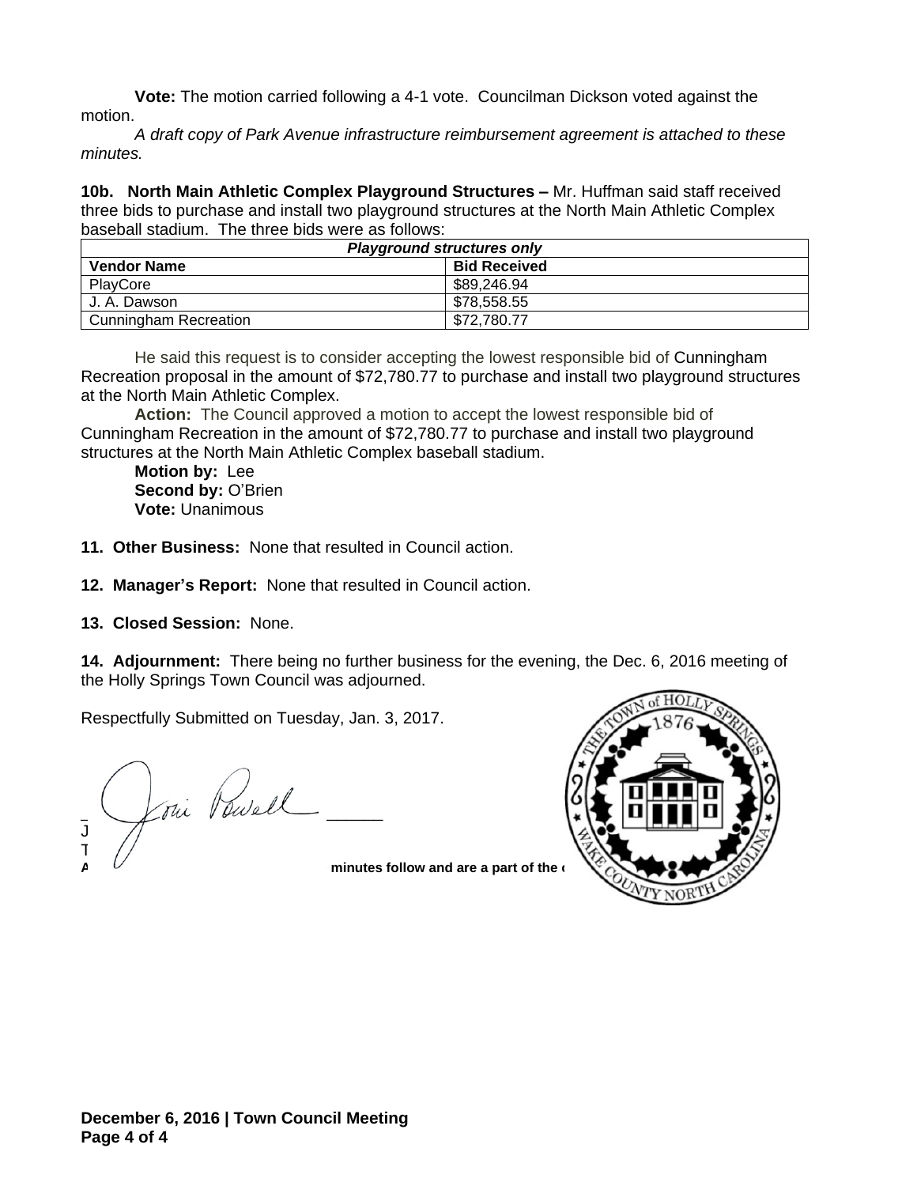**Vote:** The motion carried following a 4-1 vote. Councilman Dickson voted against the motion.

*A draft copy of Park Avenue infrastructure reimbursement agreement is attached to these minutes.*

**10b. North Main Athletic Complex Playground Structures –** Mr. Huffman said staff received three bids to purchase and install two playground structures at the North Main Athletic Complex baseball stadium. The three bids were as follows:

| ***Playground structures only*** | |
|---|---|
| **Vendor Name** | **Bid Received** |
| PlayCore | $89,246.94 |
| J. A. Dawson | $78,558.55 |
| Cunningham Recreation | $72,780.77 |

He said this request is to consider accepting the lowest responsible bid of Cunningham Recreation proposal in the amount of $72,780.77 to purchase and install two playground structures at the North Main Athletic Complex.

**Action:** The Council approved a motion to accept the lowest responsible bid of Cunningham Recreation in the amount of $72,780.77 to purchase and install two playground structures at the North Main Athletic Complex baseball stadium.

**Motion by:** Lee
**Second by:** O'Brien
**Vote:** Unanimous

**11. Other Business:** None that resulted in Council action.

**12. Manager's Report:** None that resulted in Council action.

**13. Closed Session:** None.

**14. Adjournment:** There being no further business for the evening, the Dec. 6, 2016 meeting of the Holly Springs Town Council was adjourned.

Respectfully Submitted on Tuesday, Jan. 3, 2017.

J
T
**A minutes follow and are a part of the**

THE TOWN of HOLLY SPRINGS
1876
WAKE COUNTY NORTH CAROLINA